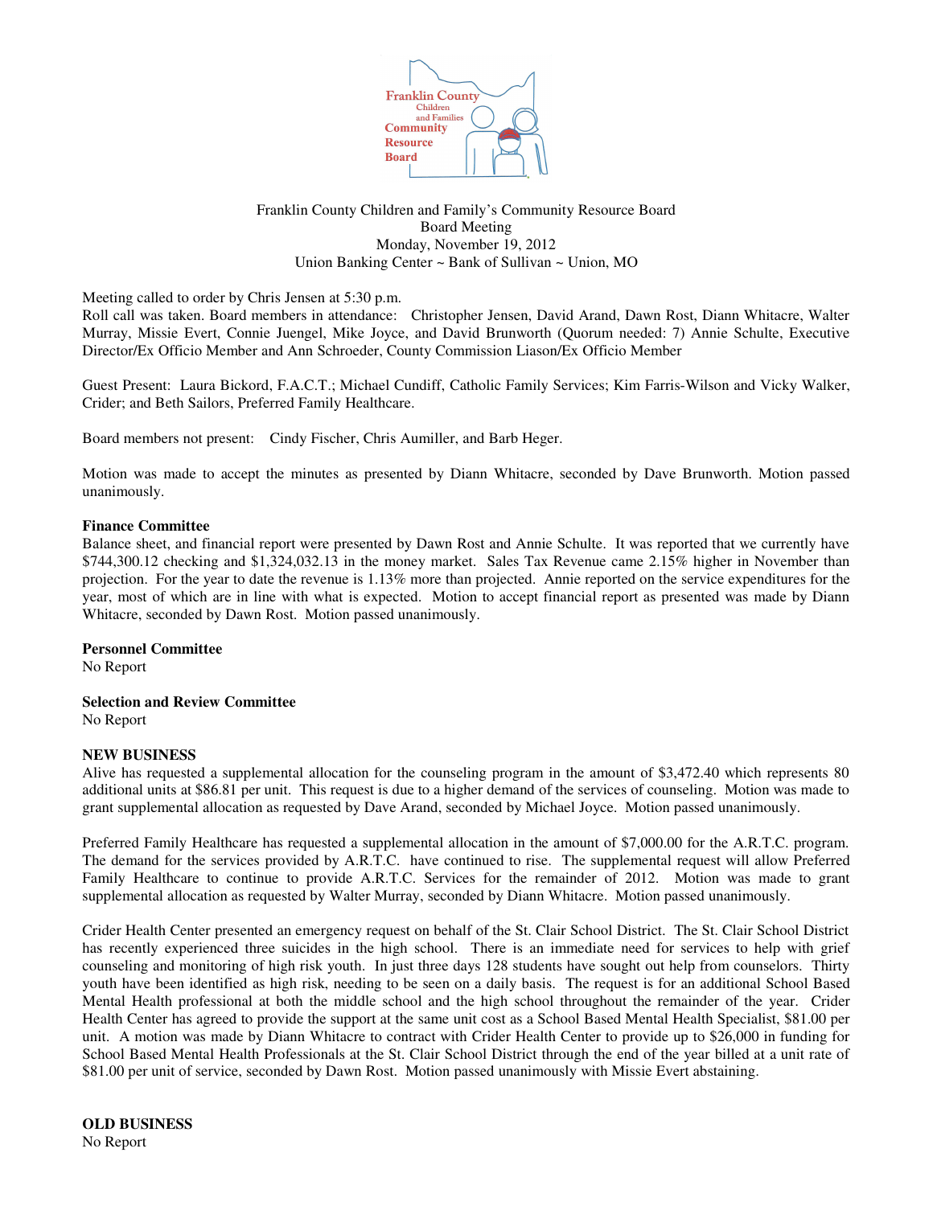Franklin County Children and Family's Community Resource Board
Board Meeting
Monday, November 19, 2012
Union Banking Center ~ Bank of Sullivan ~ Union, MO

Meeting called to order by Chris Jensen at 5:30 p.m.
Roll call was taken. Board members in attendance: Christopher Jensen, David Arand, Dawn Rost, Diann Whitacre, Walter Murray, Missie Evert, Connie Juengel, Mike Joyce, and David Brunworth (Quorum needed: 7) Annie Schulte, Executive Director/Ex Officio Member and Ann Schroeder, County Commission Liason/Ex Officio Member

Guest Present: Laura Bickord, F.A.C.T.; Michael Cundiff, Catholic Family Services; Kim Farris-Wilson and Vicky Walker, Crider; and Beth Sailors, Preferred Family Healthcare.

Board members not present: Cindy Fischer, Chris Aumiller, and Barb Heger.

Motion was made to accept the minutes as presented by Diann Whitacre, seconded by Dave Brunworth. Motion passed unanimously.

**Finance Committee**
Balance sheet, and financial report were presented by Dawn Rost and Annie Schulte. It was reported that we currently have $744,300.12 checking and $1,324,032.13 in the money market. Sales Tax Revenue came 2.15% higher in November than projection. For the year to date the revenue is 1.13% more than projected. Annie reported on the service expenditures for the year, most of which are in line with what is expected. Motion to accept financial report as presented was made by Diann Whitacre, seconded by Dawn Rost. Motion passed unanimously.

**Personnel Committee**
No Report

**Selection and Review Committee**
No Report

**NEW BUSINESS**
Alive has requested a supplemental allocation for the counseling program in the amount of $3,472.40 which represents 80 additional units at $86.81 per unit. This request is due to a higher demand of the services of counseling. Motion was made to grant supplemental allocation as requested by Dave Arand, seconded by Michael Joyce. Motion passed unanimously.

Preferred Family Healthcare has requested a supplemental allocation in the amount of $7,000.00 for the A.R.T.C. program. The demand for the services provided by A.R.T.C. have continued to rise. The supplemental request will allow Preferred Family Healthcare to continue to provide A.R.T.C. Services for the remainder of 2012. Motion was made to grant supplemental allocation as requested by Walter Murray, seconded by Diann Whitacre. Motion passed unanimously.

Crider Health Center presented an emergency request on behalf of the St. Clair School District. The St. Clair School District has recently experienced three suicides in the high school. There is an immediate need for services to help with grief counseling and monitoring of high risk youth. In just three days 128 students have sought out help from counselors. Thirty youth have been identified as high risk, needing to be seen on a daily basis. The request is for an additional School Based Mental Health professional at both the middle school and the high school throughout the remainder of the year. Crider Health Center has agreed to provide the support at the same unit cost as a School Based Mental Health Specialist, $81.00 per unit. A motion was made by Diann Whitacre to contract with Crider Health Center to provide up to $26,000 in funding for School Based Mental Health Professionals at the St. Clair School District through the end of the year billed at a unit rate of $81.00 per unit of service, seconded by Dawn Rost. Motion passed unanimously with Missie Evert abstaining.

**OLD BUSINESS**
No Report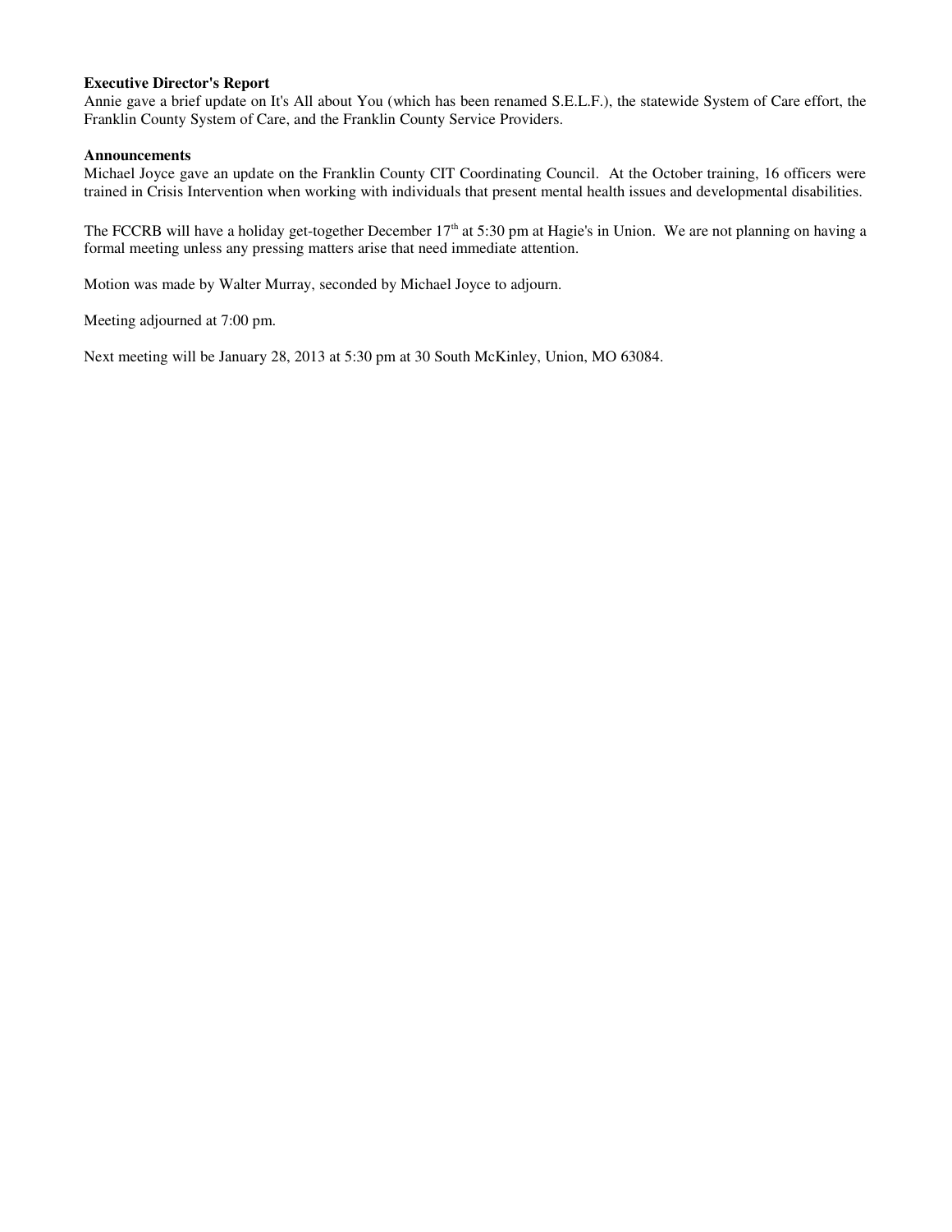**Executive Director's Report**
Annie gave a brief update on It's All about You (which has been renamed S.E.L.F.), the statewide System of Care effort, the Franklin County System of Care, and the Franklin County Service Providers.

**Announcements**
Michael Joyce gave an update on the Franklin County CIT Coordinating Council. At the October training, 16 officers were trained in Crisis Intervention when working with individuals that present mental health issues and developmental disabilities.

The FCCRB will have a holiday get-together December 17th at 5:30 pm at Hagie's in Union. We are not planning on having a formal meeting unless any pressing matters arise that need immediate attention.

Motion was made by Walter Murray, seconded by Michael Joyce to adjourn.

Meeting adjourned at 7:00 pm.

Next meeting will be January 28, 2013 at 5:30 pm at 30 South McKinley, Union, MO 63084.